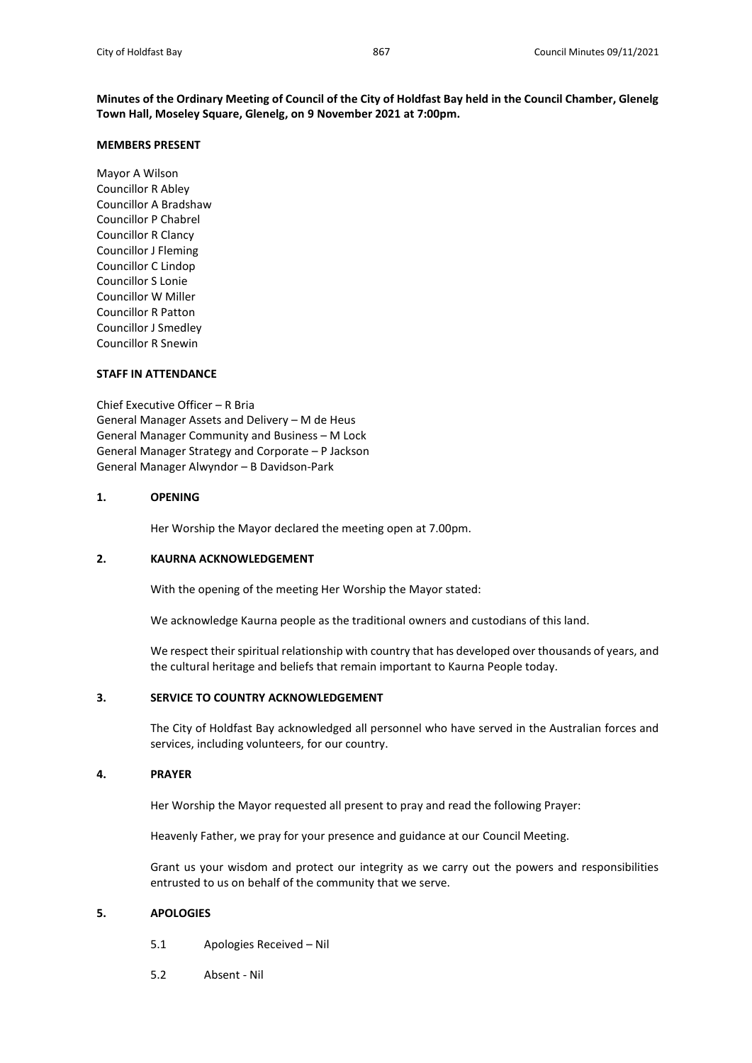**Minutes of the Ordinary Meeting of Council of the City of Holdfast Bay held in the Council Chamber, Glenelg Town Hall, Moseley Square, Glenelg, on 9 November 2021 at 7:00pm.**

**MEMBERS PRESENT**

Mayor A Wilson
Councillor R Abley
Councillor A Bradshaw
Councillor P Chabrel
Councillor R Clancy
Councillor J Fleming
Councillor C Lindop
Councillor S Lonie
Councillor W Miller
Councillor R Patton
Councillor J Smedley
Councillor R Snewin

**STAFF IN ATTENDANCE**

Chief Executive Officer – R Bria
General Manager Assets and Delivery – M de Heus
General Manager Community and Business – M Lock
General Manager Strategy and Corporate – P Jackson
General Manager Alwyndor – B Davidson-Park

**1. OPENING**

Her Worship the Mayor declared the meeting open at 7.00pm.

**2. KAURNA ACKNOWLEDGEMENT**

With the opening of the meeting Her Worship the Mayor stated:

We acknowledge Kaurna people as the traditional owners and custodians of this land.

We respect their spiritual relationship with country that has developed over thousands of years, and the cultural heritage and beliefs that remain important to Kaurna People today.

**3. SERVICE TO COUNTRY ACKNOWLEDGEMENT**

The City of Holdfast Bay acknowledged all personnel who have served in the Australian forces and services, including volunteers, for our country.

**4. PRAYER**

Her Worship the Mayor requested all present to pray and read the following Prayer:

Heavenly Father, we pray for your presence and guidance at our Council Meeting.

Grant us your wisdom and protect our integrity as we carry out the powers and responsibilities entrusted to us on behalf of the community that we serve.

**5. APOLOGIES**

5.1 Apologies Received – Nil

5.2 Absent - Nil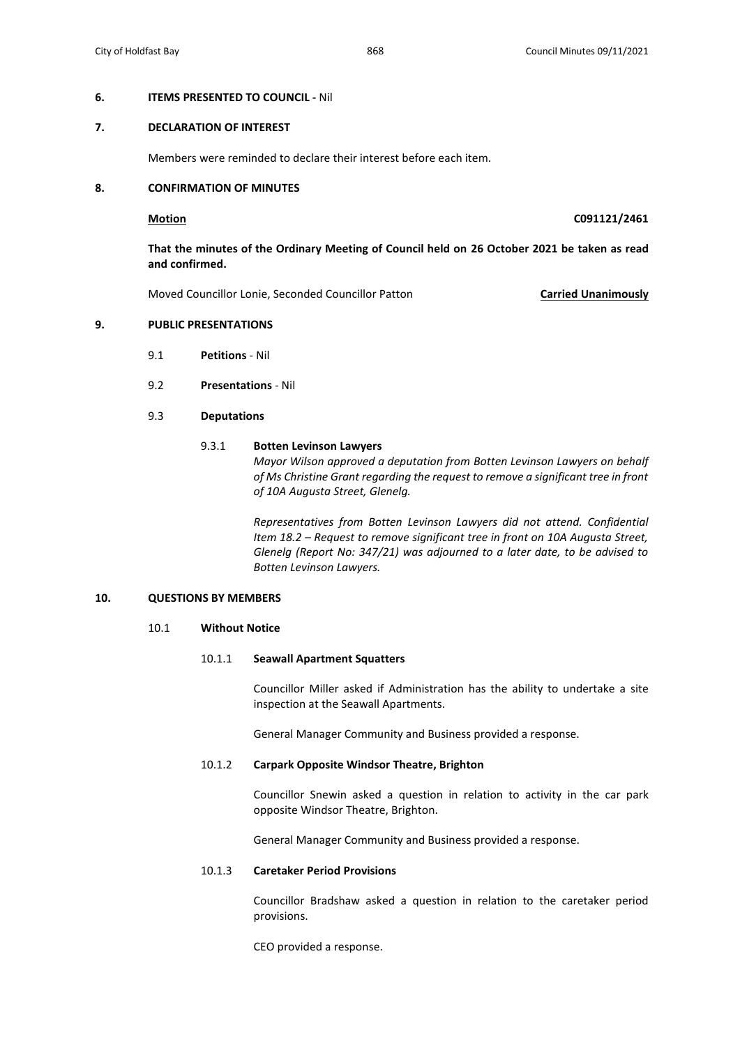## 6. ITEMS PRESENTED TO COUNCIL - Nil

## 7. DECLARATION OF INTEREST

Members were reminded to declare their interest before each item.

## 8. CONFIRMATION OF MINUTES

**Motion** **C091121/2461**

**That the minutes of the Ordinary Meeting of Council held on 26 October 2021 be taken as read and confirmed.**

Moved Councillor Lonie, Seconded Councillor Patton **Carried Unanimously**

## 9. PUBLIC PRESENTATIONS

9.1 **Petitions** - Nil

9.2 **Presentations** - Nil

9.3 **Deputations**

9.3.1 **Botten Levinson Lawyers**

*Mayor Wilson approved a deputation from Botten Levinson Lawyers on behalf of Ms Christine Grant regarding the request to remove a significant tree in front of 10A Augusta Street, Glenelg.*

*Representatives from Botten Levinson Lawyers did not attend. Confidential Item 18.2 – Request to remove significant tree in front on 10A Augusta Street, Glenelg (Report No: 347/21) was adjourned to a later date, to be advised to Botten Levinson Lawyers.*

## 10. QUESTIONS BY MEMBERS

10.1 **Without Notice**

10.1.1 **Seawall Apartment Squatters**

Councillor Miller asked if Administration has the ability to undertake a site inspection at the Seawall Apartments.

General Manager Community and Business provided a response.

10.1.2 **Carpark Opposite Windsor Theatre, Brighton**

Councillor Snewin asked a question in relation to activity in the car park opposite Windsor Theatre, Brighton.

General Manager Community and Business provided a response.

10.1.3 **Caretaker Period Provisions**

Councillor Bradshaw asked a question in relation to the caretaker period provisions.

CEO provided a response.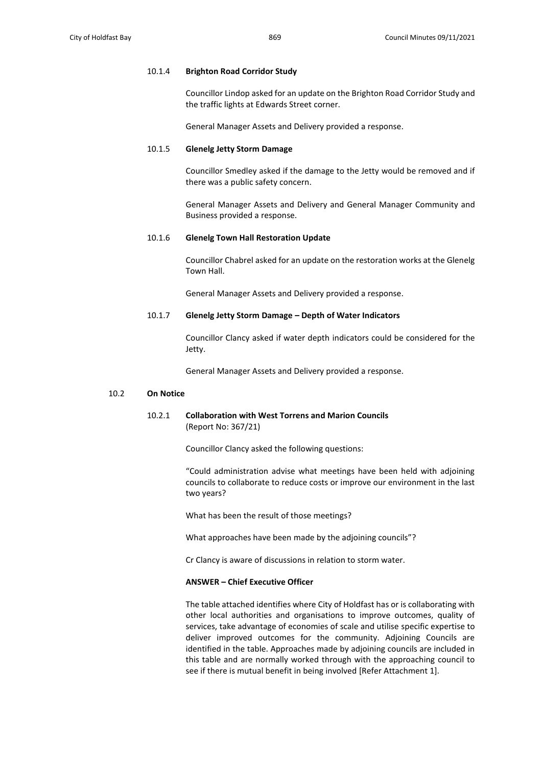#### 10.1.4 **Brighton Road Corridor Study**

Councillor Lindop asked for an update on the Brighton Road Corridor Study and the traffic lights at Edwards Street corner.

General Manager Assets and Delivery provided a response.

#### 10.1.5 **Glenelg Jetty Storm Damage**

Councillor Smedley asked if the damage to the Jetty would be removed and if there was a public safety concern.

General Manager Assets and Delivery and General Manager Community and Business provided a response.

#### 10.1.6 **Glenelg Town Hall Restoration Update**

Councillor Chabrel asked for an update on the restoration works at the Glenelg Town Hall.

General Manager Assets and Delivery provided a response.

#### 10.1.7 **Glenelg Jetty Storm Damage – Depth of Water Indicators**

Councillor Clancy asked if water depth indicators could be considered for the Jetty.

General Manager Assets and Delivery provided a response.

### 10.2 **On Notice**

#### 10.2.1 **Collaboration with West Torrens and Marion Councils**
(Report No: 367/21)

Councillor Clancy asked the following questions:

"Could administration advise what meetings have been held with adjoining councils to collaborate to reduce costs or improve our environment in the last two years?

What has been the result of those meetings?

What approaches have been made by the adjoining councils"?

Cr Clancy is aware of discussions in relation to storm water.

**ANSWER – Chief Executive Officer**

The table attached identifies where City of Holdfast has or is collaborating with other local authorities and organisations to improve outcomes, quality of services, take advantage of economies of scale and utilise specific expertise to deliver improved outcomes for the community. Adjoining Councils are identified in the table. Approaches made by adjoining councils are included in this table and are normally worked through with the approaching council to see if there is mutual benefit in being involved [Refer Attachment 1].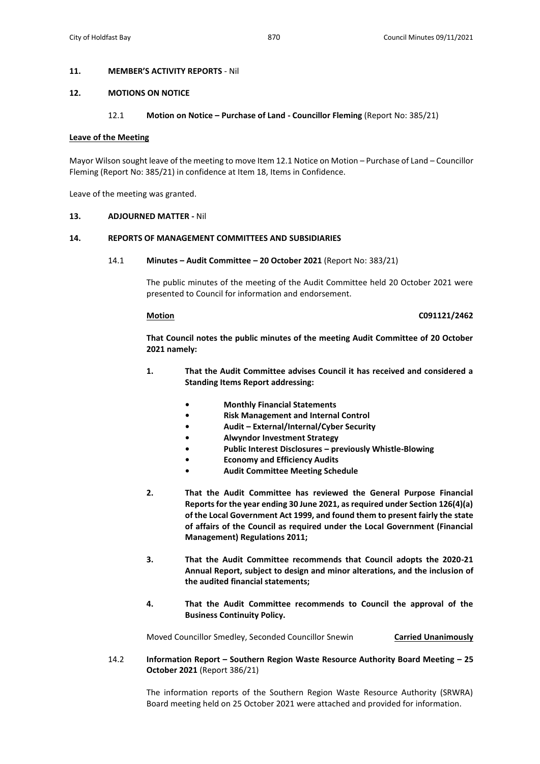**11. MEMBER'S ACTIVITY REPORTS** - Nil

**12. MOTIONS ON NOTICE**

12.1 **Motion on Notice – Purchase of Land - Councillor Fleming** (Report No: 385/21)

**Leave of the Meeting**

Mayor Wilson sought leave of the meeting to move Item 12.1 Notice on Motion – Purchase of Land – Councillor Fleming (Report No: 385/21) in confidence at Item 18, Items in Confidence.

Leave of the meeting was granted.

**13. ADJOURNED MATTER -** Nil

**14. REPORTS OF MANAGEMENT COMMITTEES AND SUBSIDIARIES**

14.1 **Minutes – Audit Committee – 20 October 2021** (Report No: 383/21)

The public minutes of the meeting of the Audit Committee held 20 October 2021 were presented to Council for information and endorsement.

**Motion** **C091121/2462**

**That Council notes the public minutes of the meeting Audit Committee of 20 October 2021 namely:**

1. **That the Audit Committee advises Council it has received and considered a Standing Items Report addressing:**
   - **Monthly Financial Statements**
   - **Risk Management and Internal Control**
   - **Audit – External/Internal/Cyber Security**
   - **Alwyndor Investment Strategy**
   - **Public Interest Disclosures – previously Whistle-Blowing**
   - **Economy and Efficiency Audits**
   - **Audit Committee Meeting Schedule**

2. **That the Audit Committee has reviewed the General Purpose Financial Reports for the year ending 30 June 2021, as required under Section 126(4)(a) of the Local Government Act 1999, and found them to present fairly the state of affairs of the Council as required under the Local Government (Financial Management) Regulations 2011;**

3. **That the Audit Committee recommends that Council adopts the 2020-21 Annual Report, subject to design and minor alterations, and the inclusion of the audited financial statements;**

4. **That the Audit Committee recommends to Council the approval of the Business Continuity Policy.**

Moved Councillor Smedley, Seconded Councillor Snewin **Carried Unanimously**

14.2 **Information Report – Southern Region Waste Resource Authority Board Meeting – 25 October 2021** (Report 386/21)

The information reports of the Southern Region Waste Resource Authority (SRWRA) Board meeting held on 25 October 2021 were attached and provided for information.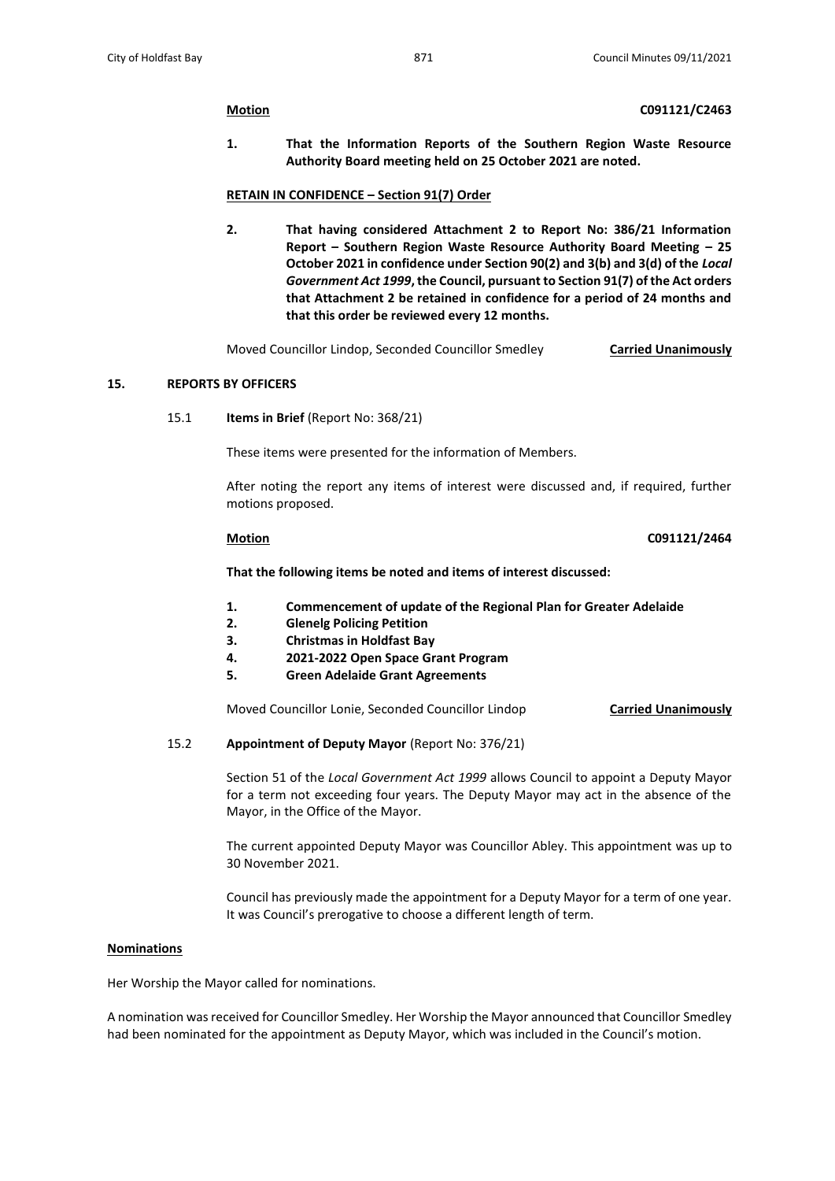**Motion** **C091121/C2463**

1. **That the Information Reports of the Southern Region Waste Resource Authority Board meeting held on 25 October 2021 are noted.**

**RETAIN IN CONFIDENCE – Section 91(7) Order**

2. **That having considered Attachment 2 to Report No: 386/21 Information Report – Southern Region Waste Resource Authority Board Meeting – 25 October 2021 in confidence under Section 90(2) and 3(b) and 3(d) of the *Local Government Act 1999*, the Council, pursuant to Section 91(7) of the Act orders that Attachment 2 be retained in confidence for a period of 24 months and that this order be reviewed every 12 months.**

Moved Councillor Lindop, Seconded Councillor Smedley **Carried Unanimously**

## 15. REPORTS BY OFFICERS

### 15.1 Items in Brief (Report No: 368/21)

These items were presented for the information of Members.

After noting the report any items of interest were discussed and, if required, further motions proposed.

**Motion** **C091121/2464**

**That the following items be noted and items of interest discussed:**

1. **Commencement of update of the Regional Plan for Greater Adelaide**
2. **Glenelg Policing Petition**
3. **Christmas in Holdfast Bay**
4. **2021-2022 Open Space Grant Program**
5. **Green Adelaide Grant Agreements**

Moved Councillor Lonie, Seconded Councillor Lindop **Carried Unanimously**

### 15.2 Appointment of Deputy Mayor (Report No: 376/21)

Section 51 of the *Local Government Act 1999* allows Council to appoint a Deputy Mayor for a term not exceeding four years. The Deputy Mayor may act in the absence of the Mayor, in the Office of the Mayor.

The current appointed Deputy Mayor was Councillor Abley. This appointment was up to 30 November 2021.

Council has previously made the appointment for a Deputy Mayor for a term of one year. It was Council's prerogative to choose a different length of term.

**Nominations**

Her Worship the Mayor called for nominations.

A nomination was received for Councillor Smedley. Her Worship the Mayor announced that Councillor Smedley had been nominated for the appointment as Deputy Mayor, which was included in the Council's motion.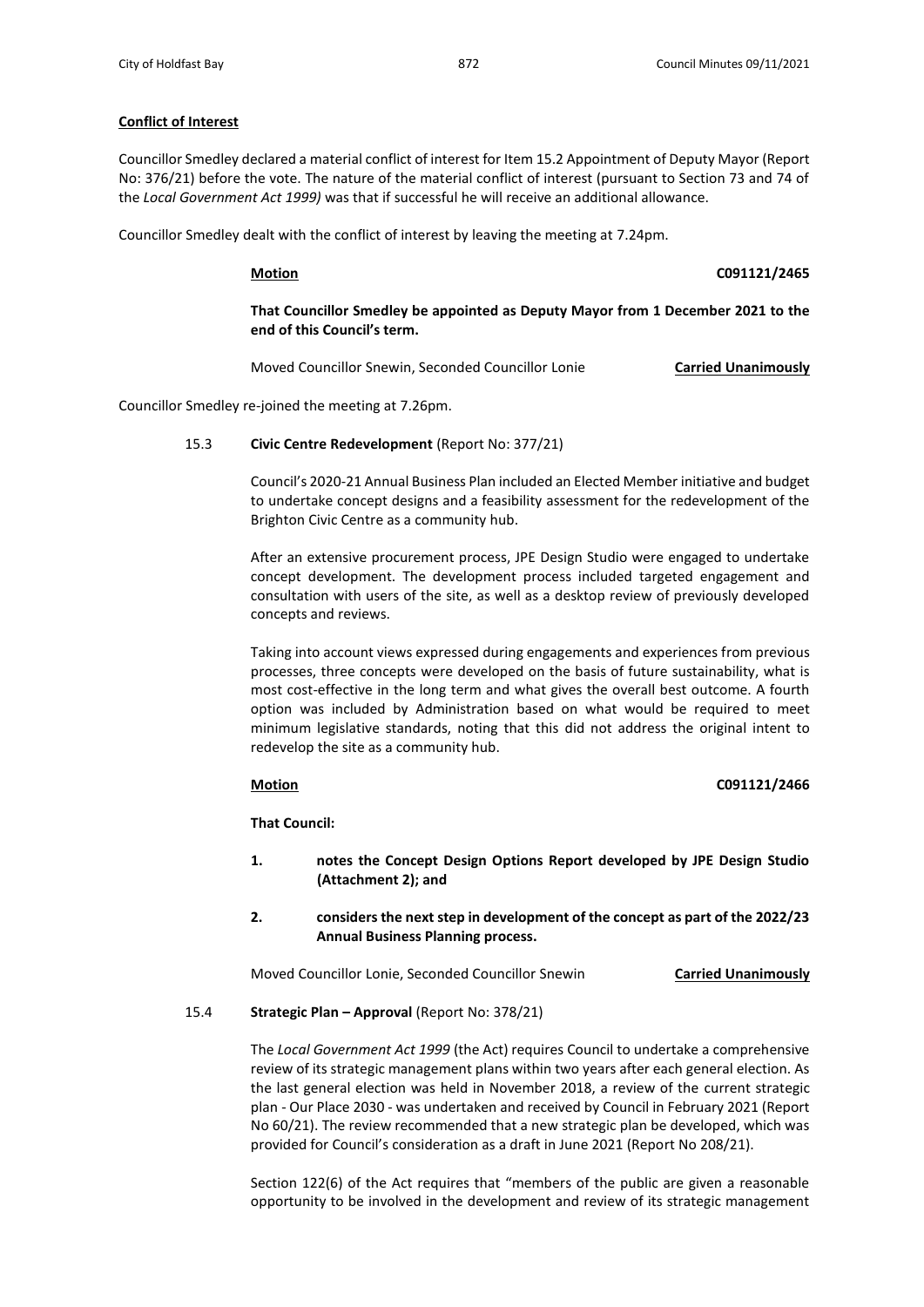**Conflict of Interest**

Councillor Smedley declared a material conflict of interest for Item 15.2 Appointment of Deputy Mayor (Report No: 376/21) before the vote. The nature of the material conflict of interest (pursuant to Section 73 and 74 of the *Local Government Act 1999)* was that if successful he will receive an additional allowance.

Councillor Smedley dealt with the conflict of interest by leaving the meeting at 7.24pm.

**Motion** **C091121/2465**

**That Councillor Smedley be appointed as Deputy Mayor from 1 December 2021 to the end of this Council's term.**

Moved Councillor Snewin, Seconded Councillor Lonie **Carried Unanimously**

Councillor Smedley re-joined the meeting at 7.26pm.

15.3 **Civic Centre Redevelopment** (Report No: 377/21)

Council's 2020-21 Annual Business Plan included an Elected Member initiative and budget to undertake concept designs and a feasibility assessment for the redevelopment of the Brighton Civic Centre as a community hub.

After an extensive procurement process, JPE Design Studio were engaged to undertake concept development. The development process included targeted engagement and consultation with users of the site, as well as a desktop review of previously developed concepts and reviews.

Taking into account views expressed during engagements and experiences from previous processes, three concepts were developed on the basis of future sustainability, what is most cost-effective in the long term and what gives the overall best outcome. A fourth option was included by Administration based on what would be required to meet minimum legislative standards, noting that this did not address the original intent to redevelop the site as a community hub.

**Motion** **C091121/2466**

**That Council:**

1. **notes the Concept Design Options Report developed by JPE Design Studio (Attachment 2); and**
2. **considers the next step in development of the concept as part of the 2022/23 Annual Business Planning process.**

Moved Councillor Lonie, Seconded Councillor Snewin **Carried Unanimously**

15.4 **Strategic Plan – Approval** (Report No: 378/21)

The *Local Government Act 1999* (the Act) requires Council to undertake a comprehensive review of its strategic management plans within two years after each general election. As the last general election was held in November 2018, a review of the current strategic plan - Our Place 2030 - was undertaken and received by Council in February 2021 (Report No 60/21). The review recommended that a new strategic plan be developed, which was provided for Council's consideration as a draft in June 2021 (Report No 208/21).

Section 122(6) of the Act requires that "members of the public are given a reasonable opportunity to be involved in the development and review of its strategic management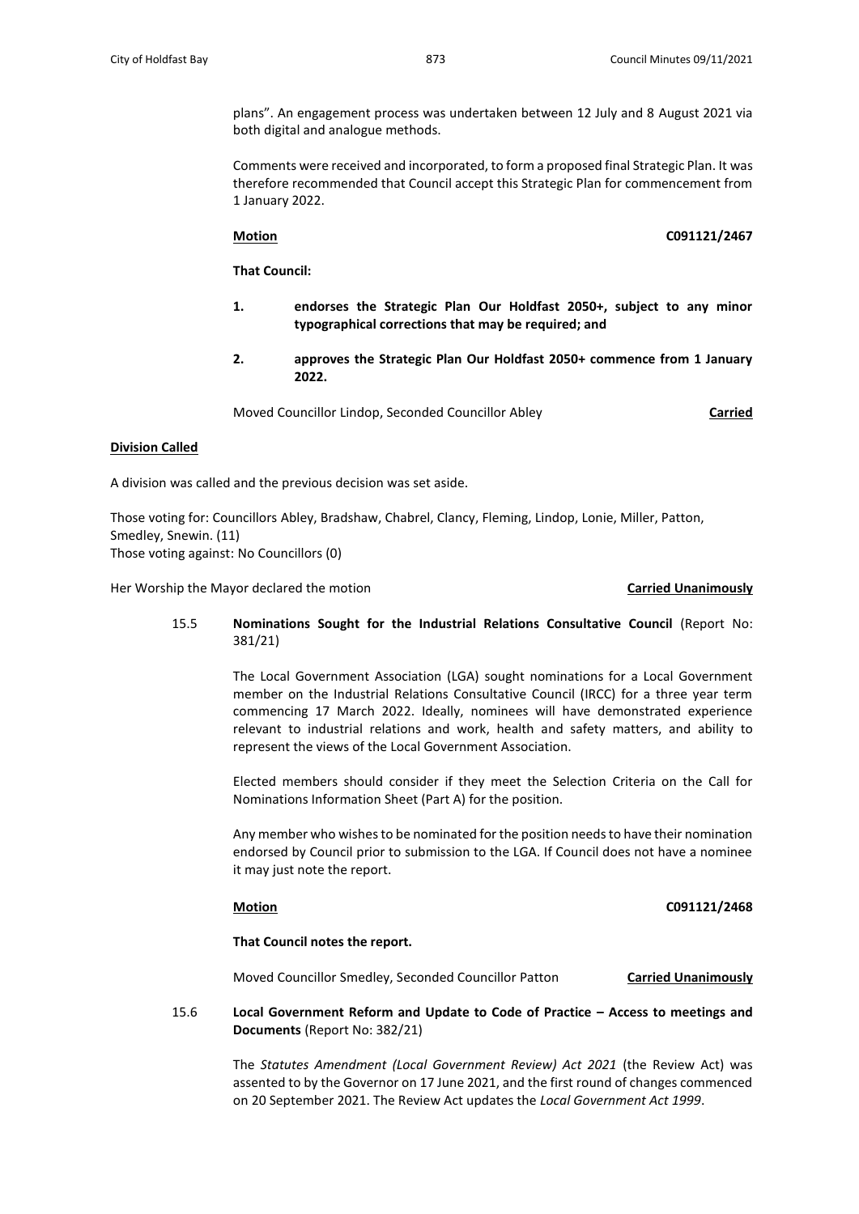plans". An engagement process was undertaken between 12 July and 8 August 2021 via both digital and analogue methods.

Comments were received and incorporated, to form a proposed final Strategic Plan. It was therefore recommended that Council accept this Strategic Plan for commencement from 1 January 2022.

**Motion** **C091121/2467**

**That Council:**

1. **endorses the Strategic Plan Our Holdfast 2050+, subject to any minor typographical corrections that may be required; and**

2. **approves the Strategic Plan Our Holdfast 2050+ commence from 1 January 2022.**

Moved Councillor Lindop, Seconded Councillor Abley **Carried**

**Division Called**

A division was called and the previous decision was set aside.

Those voting for: Councillors Abley, Bradshaw, Chabrel, Clancy, Fleming, Lindop, Lonie, Miller, Patton, Smedley, Snewin. (11)
Those voting against: No Councillors (0)

Her Worship the Mayor declared the motion **Carried Unanimously**

15.5 **Nominations Sought for the Industrial Relations Consultative Council** (Report No: 381/21)

The Local Government Association (LGA) sought nominations for a Local Government member on the Industrial Relations Consultative Council (IRCC) for a three year term commencing 17 March 2022. Ideally, nominees will have demonstrated experience relevant to industrial relations and work, health and safety matters, and ability to represent the views of the Local Government Association.

Elected members should consider if they meet the Selection Criteria on the Call for Nominations Information Sheet (Part A) for the position.

Any member who wishes to be nominated for the position needs to have their nomination endorsed by Council prior to submission to the LGA. If Council does not have a nominee it may just note the report.

**Motion** **C091121/2468**

**That Council notes the report.**

Moved Councillor Smedley, Seconded Councillor Patton **Carried Unanimously**

15.6 **Local Government Reform and Update to Code of Practice – Access to meetings and Documents** (Report No: 382/21)

The *Statutes Amendment (Local Government Review) Act 2021* (the Review Act) was assented to by the Governor on 17 June 2021, and the first round of changes commenced on 20 September 2021. The Review Act updates the *Local Government Act 1999*.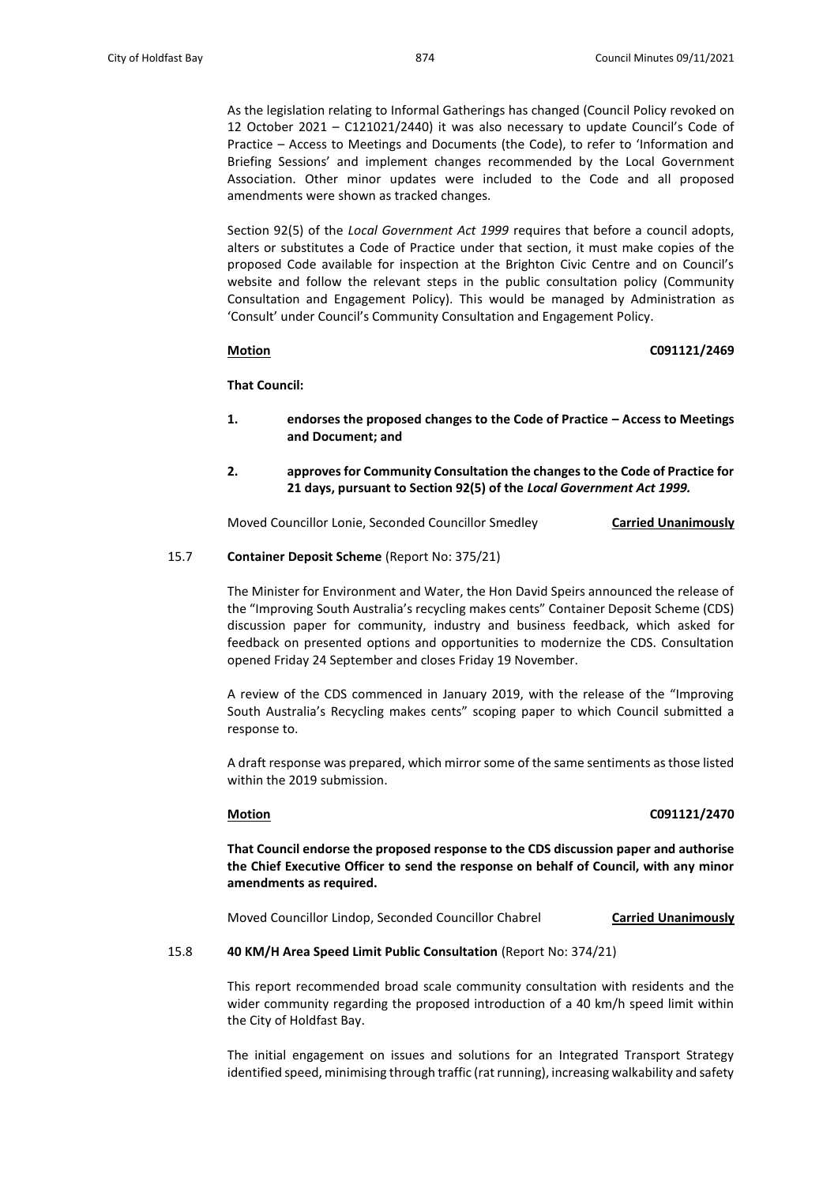As the legislation relating to Informal Gatherings has changed (Council Policy revoked on 12 October 2021 – C121021/2440) it was also necessary to update Council's Code of Practice – Access to Meetings and Documents (the Code), to refer to 'Information and Briefing Sessions' and implement changes recommended by the Local Government Association. Other minor updates were included to the Code and all proposed amendments were shown as tracked changes.

Section 92(5) of the *Local Government Act 1999* requires that before a council adopts, alters or substitutes a Code of Practice under that section, it must make copies of the proposed Code available for inspection at the Brighton Civic Centre and on Council's website and follow the relevant steps in the public consultation policy (Community Consultation and Engagement Policy). This would be managed by Administration as 'Consult' under Council's Community Consultation and Engagement Policy.

**Motion** **C091121/2469**

**That Council:**

1. **endorses the proposed changes to the Code of Practice – Access to Meetings and Document; and**

2. **approves for Community Consultation the changes to the Code of Practice for 21 days, pursuant to Section 92(5) of the *Local Government Act 1999.***

Moved Councillor Lonie, Seconded Councillor Smedley **Carried Unanimously**

15.7 **Container Deposit Scheme** (Report No: 375/21)

The Minister for Environment and Water, the Hon David Speirs announced the release of the "Improving South Australia's recycling makes cents" Container Deposit Scheme (CDS) discussion paper for community, industry and business feedback, which asked for feedback on presented options and opportunities to modernize the CDS. Consultation opened Friday 24 September and closes Friday 19 November.

A review of the CDS commenced in January 2019, with the release of the "Improving South Australia's Recycling makes cents" scoping paper to which Council submitted a response to.

A draft response was prepared, which mirror some of the same sentiments as those listed within the 2019 submission.

**Motion** **C091121/2470**

**That Council endorse the proposed response to the CDS discussion paper and authorise the Chief Executive Officer to send the response on behalf of Council, with any minor amendments as required.**

Moved Councillor Lindop, Seconded Councillor Chabrel **Carried Unanimously**

15.8 **40 KM/H Area Speed Limit Public Consultation** (Report No: 374/21)

This report recommended broad scale community consultation with residents and the wider community regarding the proposed introduction of a 40 km/h speed limit within the City of Holdfast Bay.

The initial engagement on issues and solutions for an Integrated Transport Strategy identified speed, minimising through traffic (rat running), increasing walkability and safety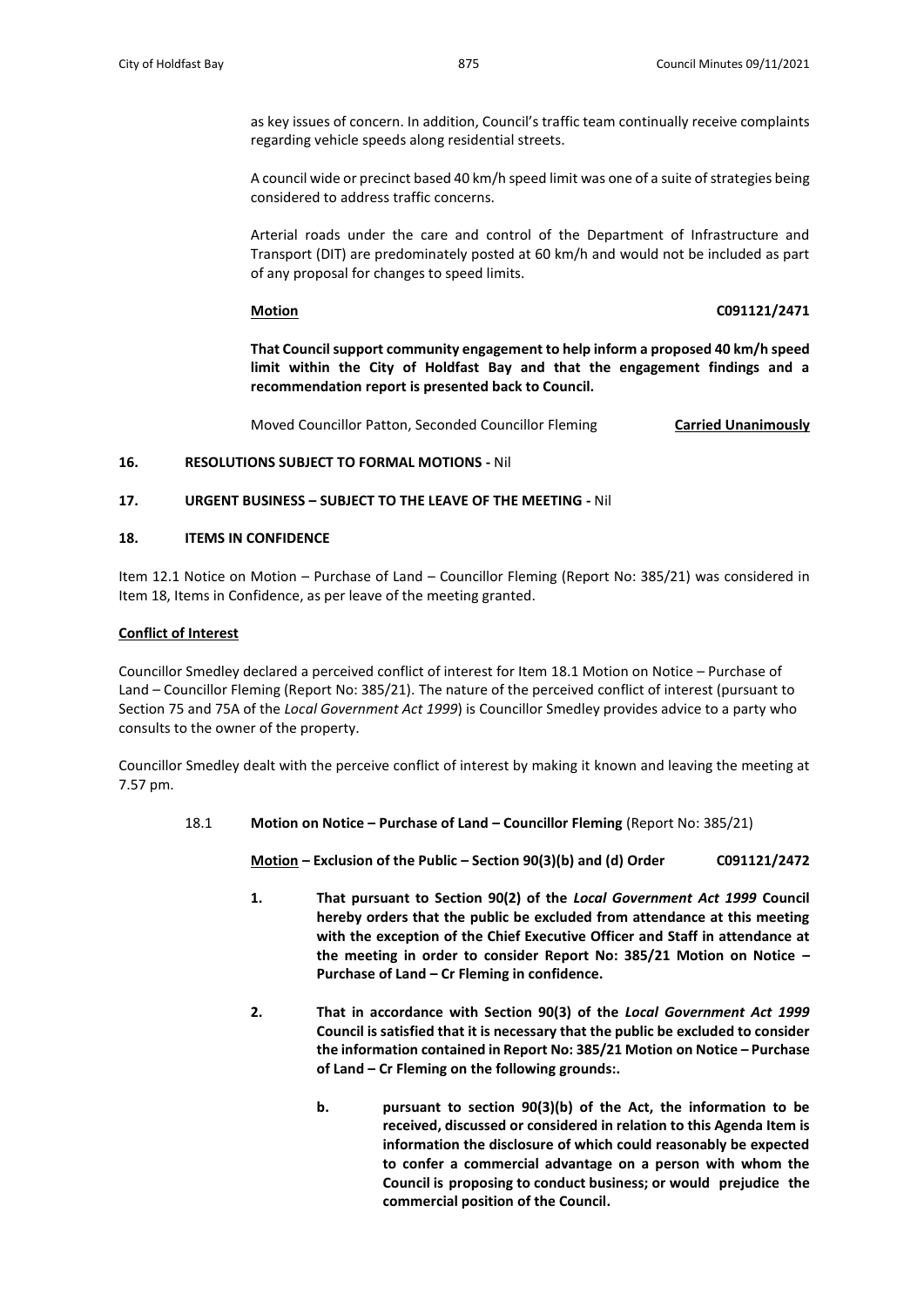as key issues of concern. In addition, Council's traffic team continually receive complaints regarding vehicle speeds along residential streets.

A council wide or precinct based 40 km/h speed limit was one of a suite of strategies being considered to address traffic concerns.

Arterial roads under the care and control of the Department of Infrastructure and Transport (DIT) are predominately posted at 60 km/h and would not be included as part of any proposal for changes to speed limits.

**Motion** **C091121/2471**

**That Council support community engagement to help inform a proposed 40 km/h speed limit within the City of Holdfast Bay and that the engagement findings and a recommendation report is presented back to Council.**

Moved Councillor Patton, Seconded Councillor Fleming **Carried Unanimously**

## 16. RESOLUTIONS SUBJECT TO FORMAL MOTIONS - Nil

## 17. URGENT BUSINESS – SUBJECT TO THE LEAVE OF THE MEETING - Nil

## 18. ITEMS IN CONFIDENCE

Item 12.1 Notice on Motion – Purchase of Land – Councillor Fleming (Report No: 385/21) was considered in Item 18, Items in Confidence, as per leave of the meeting granted.

**Conflict of Interest**

Councillor Smedley declared a perceived conflict of interest for Item 18.1 Motion on Notice – Purchase of Land – Councillor Fleming (Report No: 385/21). The nature of the perceived conflict of interest (pursuant to Section 75 and 75A of the *Local Government Act 1999*) is Councillor Smedley provides advice to a party who consults to the owner of the property.

Councillor Smedley dealt with the perceive conflict of interest by making it known and leaving the meeting at 7.57 pm.

18.1 **Motion on Notice – Purchase of Land – Councillor Fleming** (Report No: 385/21)

**Motion – Exclusion of the Public – Section 90(3)(b) and (d) Order** **C091121/2472**

1. **That pursuant to Section 90(2) of the *Local Government Act 1999* Council hereby orders that the public be excluded from attendance at this meeting with the exception of the Chief Executive Officer and Staff in attendance at the meeting in order to consider Report No: 385/21 Motion on Notice – Purchase of Land – Cr Fleming in confidence.**

2. **That in accordance with Section 90(3) of the *Local Government Act 1999* Council is satisfied that it is necessary that the public be excluded to consider the information contained in Report No: 385/21 Motion on Notice – Purchase of Land – Cr Fleming on the following grounds:.**

   b. **pursuant to section 90(3)(b) of the Act, the information to be received, discussed or considered in relation to this Agenda Item is information the disclosure of which could reasonably be expected to confer a commercial advantage on a person with whom the Council is proposing to conduct business; or would prejudice the commercial position of the Council.**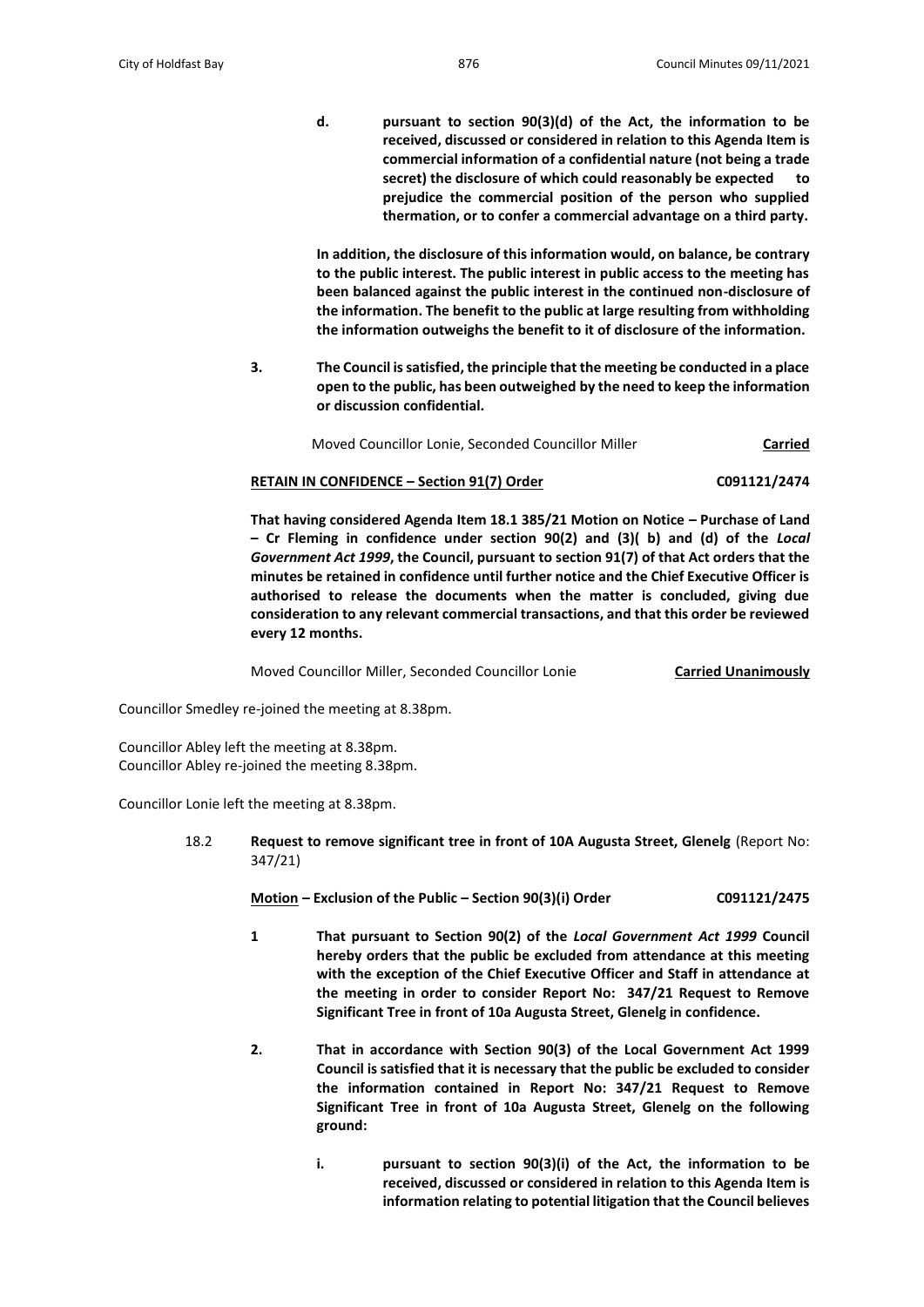**d. pursuant to section 90(3)(d) of the Act, the information to be received, discussed or considered in relation to this Agenda Item is commercial information of a confidential nature (not being a trade secret) the disclosure of which could reasonably be expected to prejudice the commercial position of the person who supplied thermation, or to confer a commercial advantage on a third party.**

**In addition, the disclosure of this information would, on balance, be contrary to the public interest. The public interest in public access to the meeting has been balanced against the public interest in the continued non-disclosure of the information. The benefit to the public at large resulting from withholding the information outweighs the benefit to it of disclosure of the information.**

**3. The Council is satisfied, the principle that the meeting be conducted in a place open to the public, has been outweighed by the need to keep the information or discussion confidential.**

Moved Councillor Lonie, Seconded Councillor Miller **Carried**

**RETAIN IN CONFIDENCE – Section 91(7) Order** **C091121/2474**

**That having considered Agenda Item 18.1 385/21 Motion on Notice – Purchase of Land – Cr Fleming in confidence under section 90(2) and (3)( b) and (d) of the *Local Government Act 1999*, the Council, pursuant to section 91(7) of that Act orders that the minutes be retained in confidence until further notice and the Chief Executive Officer is authorised to release the documents when the matter is concluded, giving due consideration to any relevant commercial transactions, and that this order be reviewed every 12 months.**

Moved Councillor Miller, Seconded Councillor Lonie **Carried Unanimously**

Councillor Smedley re-joined the meeting at 8.38pm.

Councillor Abley left the meeting at 8.38pm.
Councillor Abley re-joined the meeting 8.38pm.

Councillor Lonie left the meeting at 8.38pm.

18.2 **Request to remove significant tree in front of 10A Augusta Street, Glenelg** (Report No: 347/21)

**Motion – Exclusion of the Public – Section 90(3)(i) Order** **C091121/2475**

**1 That pursuant to Section 90(2) of the *Local Government Act 1999* Council hereby orders that the public be excluded from attendance at this meeting with the exception of the Chief Executive Officer and Staff in attendance at the meeting in order to consider Report No: 347/21 Request to Remove Significant Tree in front of 10a Augusta Street, Glenelg in confidence.**

**2. That in accordance with Section 90(3) of the Local Government Act 1999 Council is satisfied that it is necessary that the public be excluded to consider the information contained in Report No: 347/21 Request to Remove Significant Tree in front of 10a Augusta Street, Glenelg on the following ground:**

**i. pursuant to section 90(3)(i) of the Act, the information to be received, discussed or considered in relation to this Agenda Item is information relating to potential litigation that the Council believes**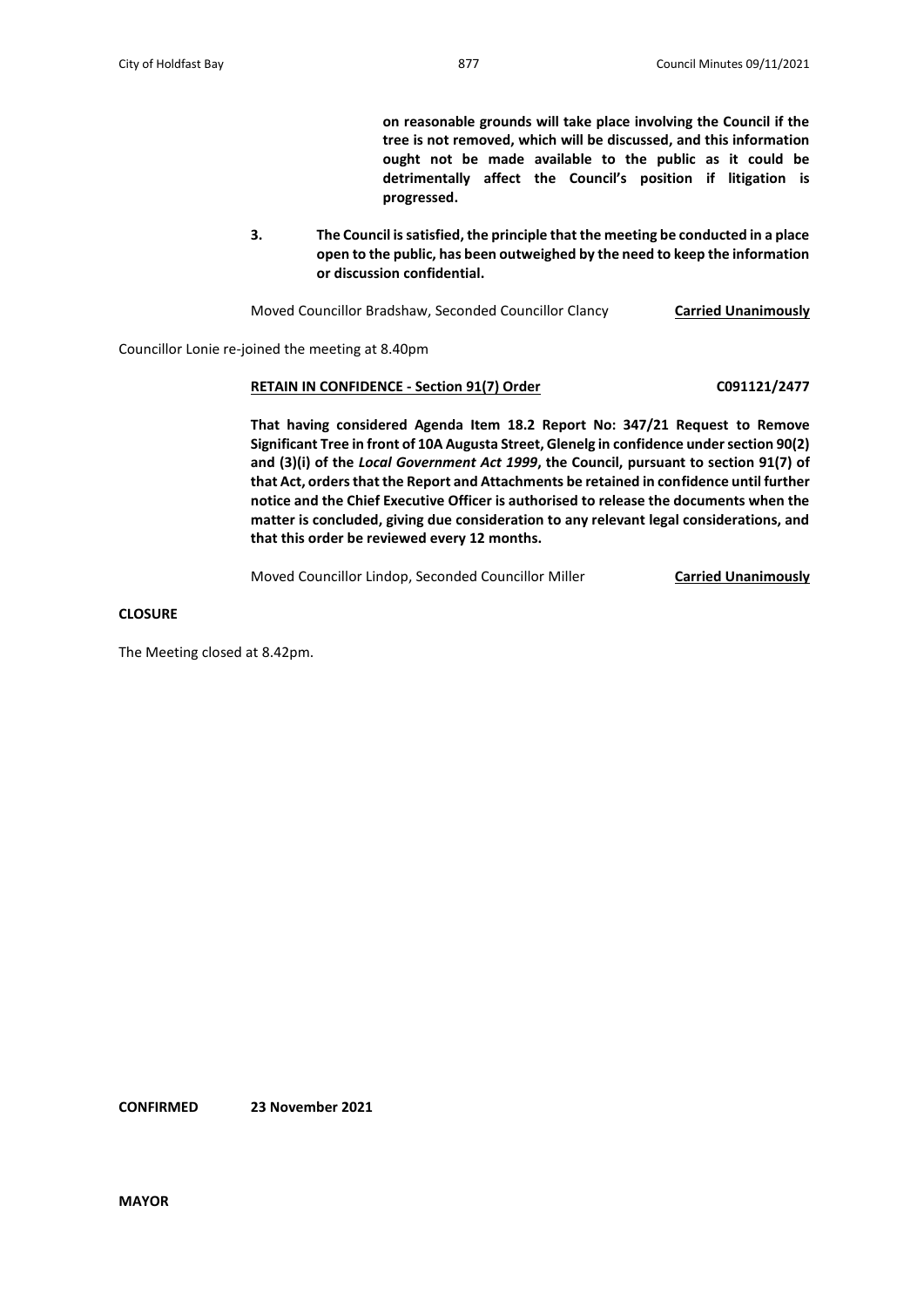**on reasonable grounds will take place involving the Council if the tree is not removed, which will be discussed, and this information ought not be made available to the public as it could be detrimentally affect the Council's position if litigation is progressed.**

**3. The Council is satisfied, the principle that the meeting be conducted in a place open to the public, has been outweighed by the need to keep the information or discussion confidential.**

Moved Councillor Bradshaw, Seconded Councillor Clancy **Carried Unanimously**

Councillor Lonie re-joined the meeting at 8.40pm

**RETAIN IN CONFIDENCE - Section 91(7) Order** **C091121/2477**

**That having considered Agenda Item 18.2 Report No: 347/21 Request to Remove Significant Tree in front of 10A Augusta Street, Glenelg in confidence under section 90(2) and (3)(i) of the *Local Government Act 1999*, the Council, pursuant to section 91(7) of that Act, orders that the Report and Attachments be retained in confidence until further notice and the Chief Executive Officer is authorised to release the documents when the matter is concluded, giving due consideration to any relevant legal considerations, and that this order be reviewed every 12 months.**

Moved Councillor Lindop, Seconded Councillor Miller **Carried Unanimously**

**CLOSURE**

The Meeting closed at 8.42pm.

**CONFIRMED 23 November 2021**

**MAYOR**